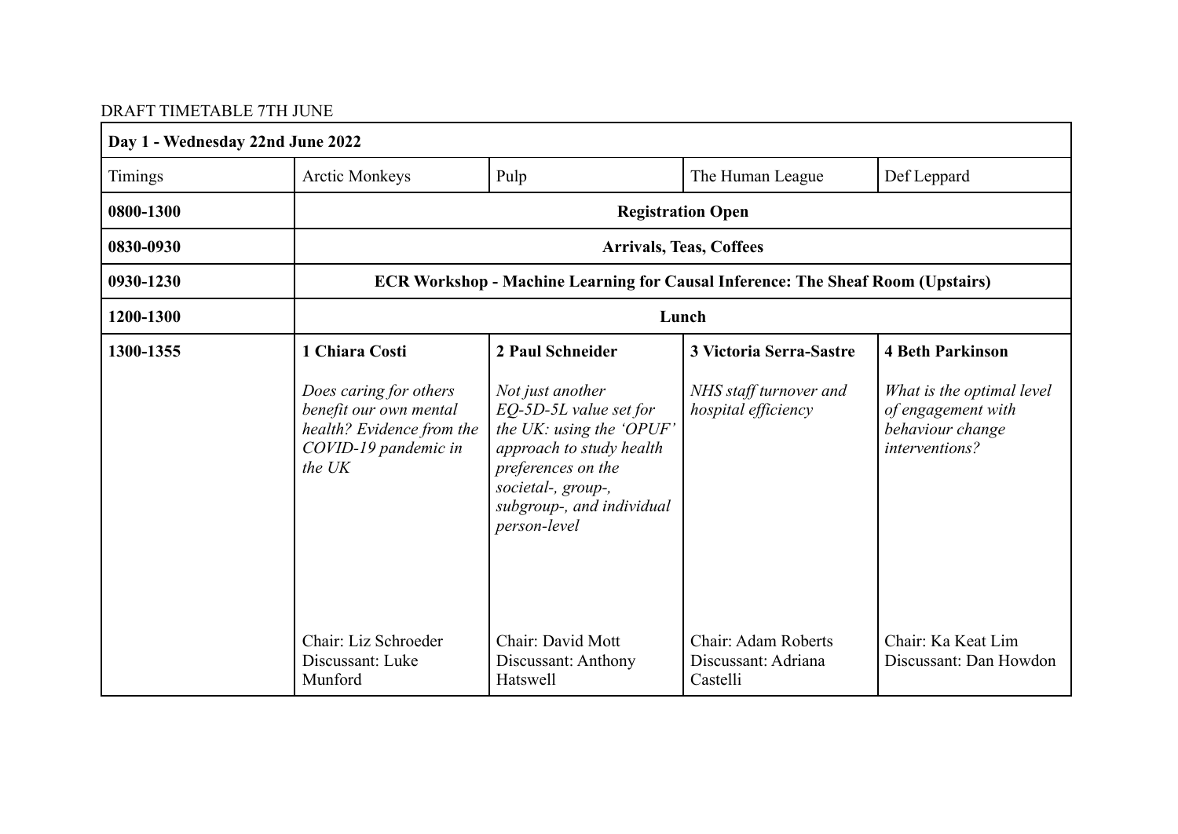DRAFT TIMETABLE 7TH JUNE

| **Day 1 - Wednesday 22nd June 2022** | | | | |
|---|---|---|---|---|
| Timings | Arctic Monkeys | Pulp | The Human League | Def Leppard |
| **0800-1300** | **Registration Open** | | | |
| **0830-0930** | **Arrivals, Teas, Coffees** | | | |
| **0930-1230** | **ECR Workshop - Machine Learning for Causal Inference: The Sheaf Room (Upstairs)** | | | |
| **1200-1300** | **Lunch** | | | |
| **1300-1355** | **1 Chiara Costi**<br><br>*Does caring for others benefit our own mental health? Evidence from the COVID-19 pandemic in the UK*<br><br>Chair: Liz Schroeder<br>Discussant: Luke Munford | **2 Paul Schneider**<br><br>*Not just another EQ-5D-5L value set for the UK: using the 'OPUF' approach to study health preferences on the societal-, group-, subgroup-, and individual person-level*<br><br>Chair: David Mott<br>Discussant: Anthony Hatswell | **3 Victoria Serra-Sastre**<br><br>*NHS staff turnover and hospital efficiency*<br><br>Chair: Adam Roberts<br>Discussant: Adriana Castelli | **4 Beth Parkinson**<br><br>*What is the optimal level of engagement with behaviour change interventions?*<br><br>Chair: Ka Keat Lim<br>Discussant: Dan Howdon |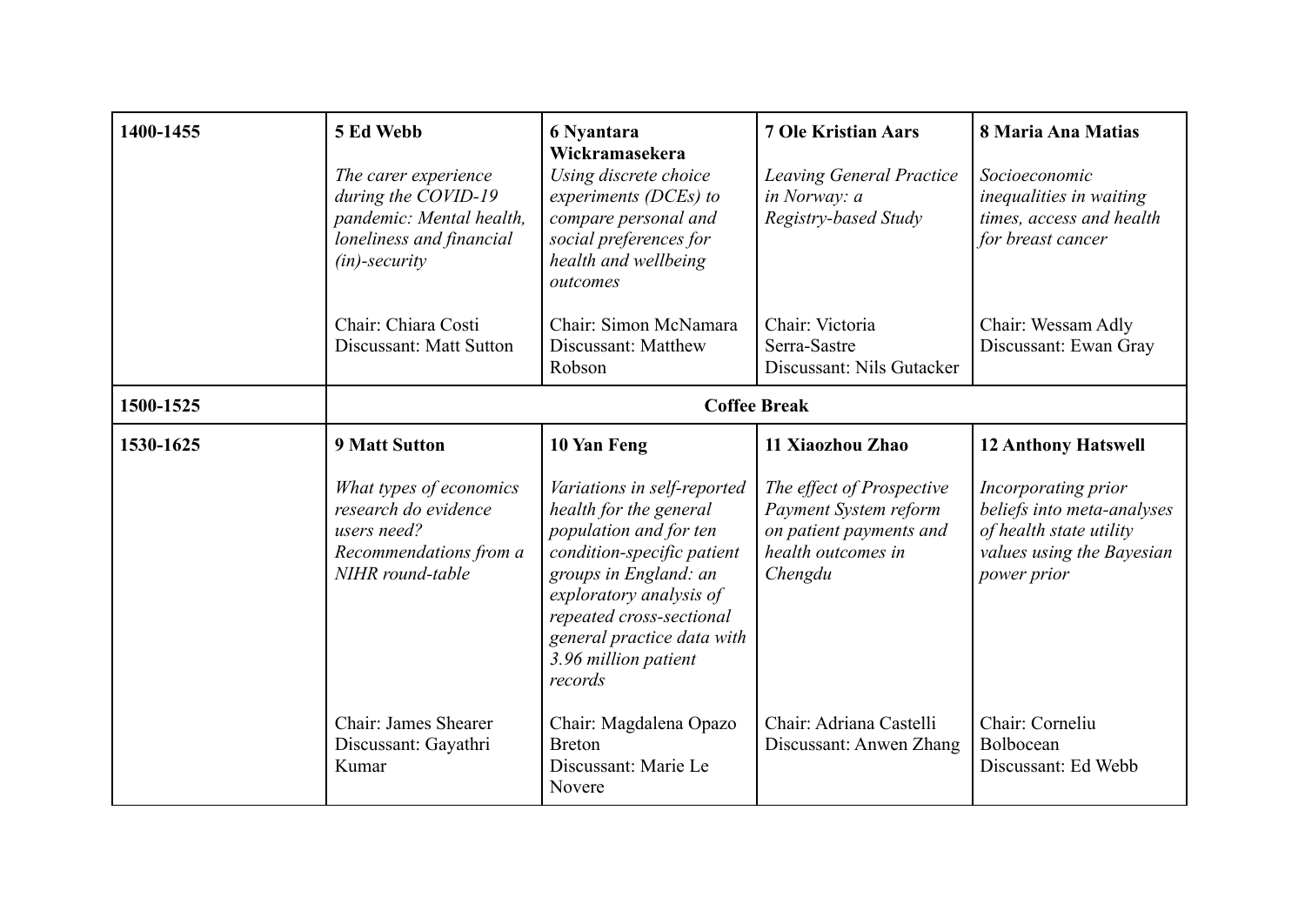| 1400-1455 | **5 Ed Webb**<br><br>*The carer experience during the COVID-19 pandemic: Mental health, loneliness and financial (in)-security*<br><br>Chair: Chiara Costi<br>Discussant: Matt Sutton | **6 Nyantara Wickramasekera**<br><br>*Using discrete choice experiments (DCEs) to compare personal and social preferences for health and wellbeing outcomes*<br><br>Chair: Simon McNamara<br>Discussant: Matthew Robson | **7 Ole Kristian Aars**<br><br>*Leaving General Practice in Norway: a Registry-based Study*<br><br>Chair: Victoria Serra-Sastre<br>Discussant: Nils Gutacker | **8 Maria Ana Matias**<br><br>*Socioeconomic inequalities in waiting times, access and health for breast cancer*<br><br>Chair: Wessam Adly<br>Discussant: Ewan Gray |
|---|---|---|---|---|
| 1500-1525 | **Coffee Break** | | | |
| 1530-1625 | **9 Matt Sutton**<br><br>*What types of economics research do evidence users need? Recommendations from a NIHR round-table*<br><br>Chair: James Shearer<br>Discussant: Gayathri Kumar | **10 Yan Feng**<br><br>*Variations in self-reported health for the general population and for ten condition-specific patient groups in England: an exploratory analysis of repeated cross-sectional general practice data with 3.96 million patient records*<br><br>Chair: Magdalena Opazo Breton<br>Discussant: Marie Le Novere | **11 Xiaozhou Zhao**<br><br>*The effect of Prospective Payment System reform on patient payments and health outcomes in Chengdu*<br><br>Chair: Adriana Castelli<br>Discussant: Anwen Zhang | **12 Anthony Hatswell**<br><br>*Incorporating prior beliefs into meta-analyses of health state utility values using the Bayesian power prior*<br><br>Chair: Corneliu Bolbocean<br>Discussant: Ed Webb |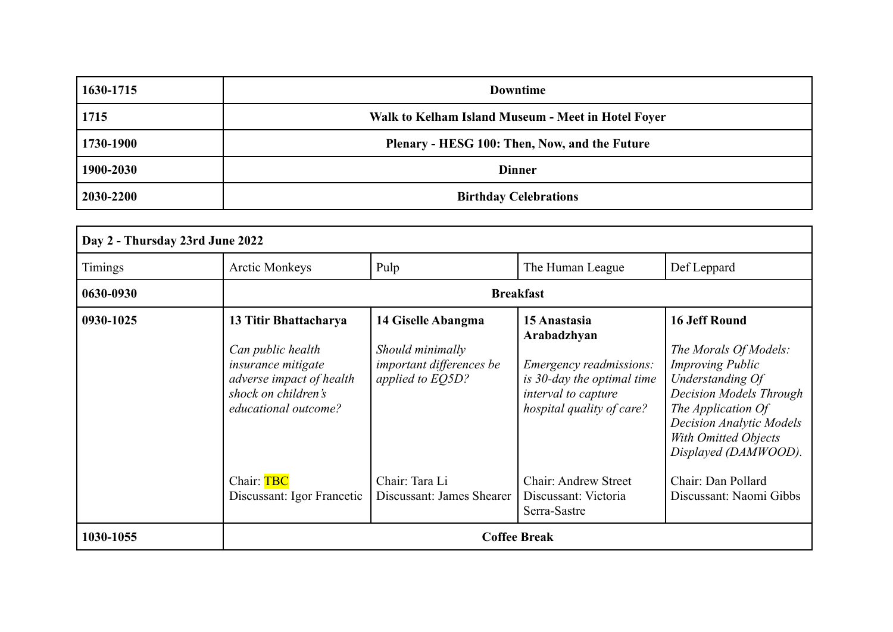| 1630-1715 | **Downtime** |
|---|---|
| **1715** | **Walk to Kelham Island Museum - Meet in Hotel Foyer** |
| **1730-1900** | **Plenary - HESG 100: Then, Now, and the Future** |
| **1900-2030** | **Dinner** |
| **2030-2200** | **Birthday Celebrations** |

| **Day 2 - Thursday 23rd June 2022** | | | | |
|---|---|---|---|---|
| Timings | Arctic Monkeys | Pulp | The Human League | Def Leppard |
| **0630-0930** | **Breakfast** | | | |
| **0930-1025** | **13 Titir Bhattacharya**<br><br>*Can public health insurance mitigate adverse impact of health shock on children's educational outcome?*<br><br>Chair: TBC<br>Discussant: Igor Francetic | **14 Giselle Abangma**<br><br>*Should minimally important differences be applied to EQ5D?*<br><br>Chair: Tara Li<br>Discussant: James Shearer | **15 Anastasia Arabadzhyan**<br><br>*Emergency readmissions: is 30-day the optimal time interval to capture hospital quality of care?*<br><br>Chair: Andrew Street<br>Discussant: Victoria Serra-Sastre | **16 Jeff Round**<br><br>*The Morals Of Models: Improving Public Understanding Of Decision Models Through The Application Of Decision Analytic Models With Omitted Objects Displayed (DAMWOOD).*<br><br>Chair: Dan Pollard<br>Discussant: Naomi Gibbs |
| **1030-1055** | **Coffee Break** | | | |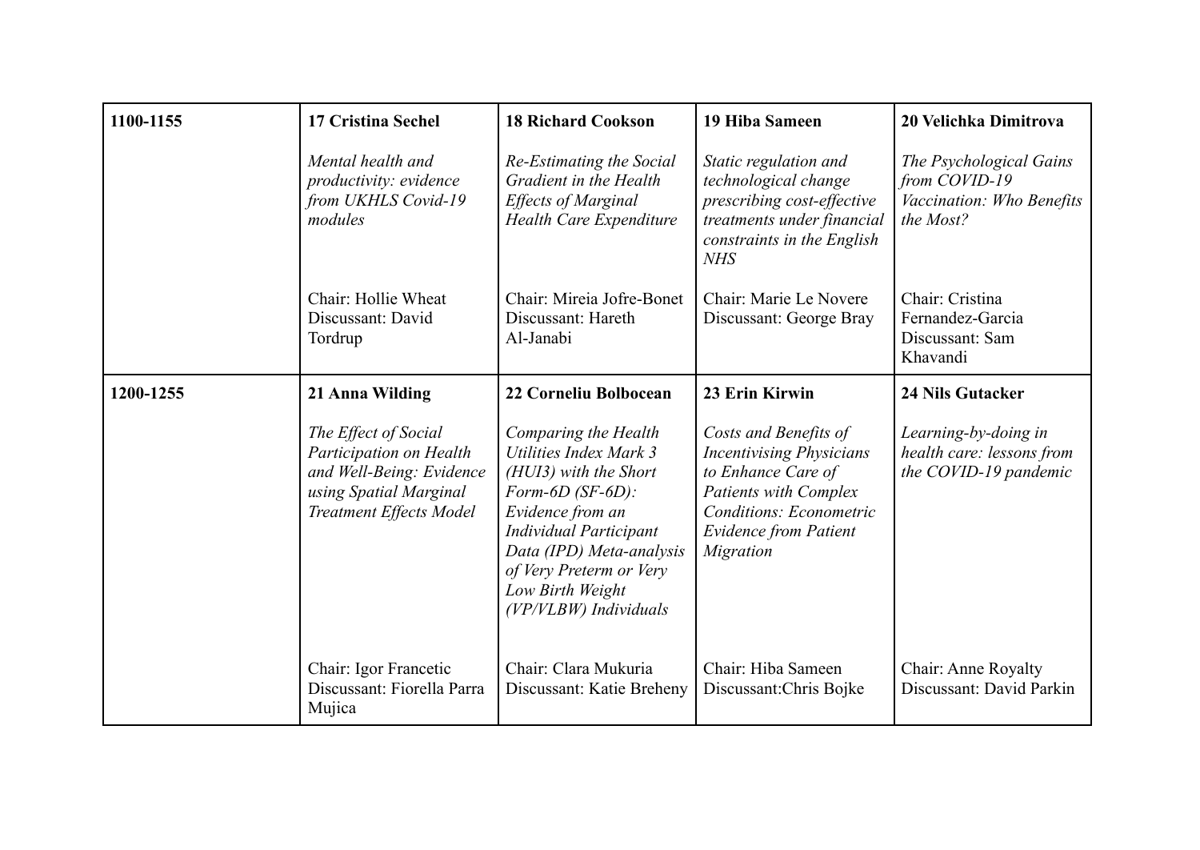| | | | | |
|---|---|---|---|---|
| 1100-1155 | **17 Cristina Sechel**<br><br>*Mental health and productivity: evidence from UKHLS Covid-19 modules*<br><br>Chair: Hollie Wheat<br>Discussant: David Tordrup | **18 Richard Cookson**<br><br>*Re-Estimating the Social Gradient in the Health Effects of Marginal Health Care Expenditure*<br><br>Chair: Mireia Jofre-Bonet<br>Discussant: Hareth Al-Janabi | **19 Hiba Sameen**<br><br>*Static regulation and technological change prescribing cost-effective treatments under financial constraints in the English NHS*<br><br>Chair: Marie Le Novere<br>Discussant: George Bray | **20 Velichka Dimitrova**<br><br>*The Psychological Gains from COVID-19 Vaccination: Who Benefits the Most?*<br><br>Chair: Cristina Fernandez-Garcia<br>Discussant: Sam Khavandi |
| 1200-1255 | **21 Anna Wilding**<br><br>*The Effect of Social Participation on Health and Well-Being: Evidence using Spatial Marginal Treatment Effects Model*<br><br>Chair: Igor Francetic<br>Discussant: Fiorella Parra Mujica | **22 Corneliu Bolbocean**<br><br>*Comparing the Health Utilities Index Mark 3 (HUI3) with the Short Form-6D (SF-6D): Evidence from an Individual Participant Data (IPD) Meta-analysis of Very Preterm or Very Low Birth Weight (VP/VLBW) Individuals*<br><br>Chair: Clara Mukuria<br>Discussant: Katie Breheny | **23 Erin Kirwin**<br><br>*Costs and Benefits of Incentivising Physicians to Enhance Care of Patients with Complex Conditions: Econometric Evidence from Patient Migration*<br><br>Chair: Hiba Sameen<br>Discussant:Chris Bojke | **24 Nils Gutacker**<br><br>*Learning-by-doing in health care: lessons from the COVID-19 pandemic*<br><br>Chair: Anne Royalty<br>Discussant: David Parkin |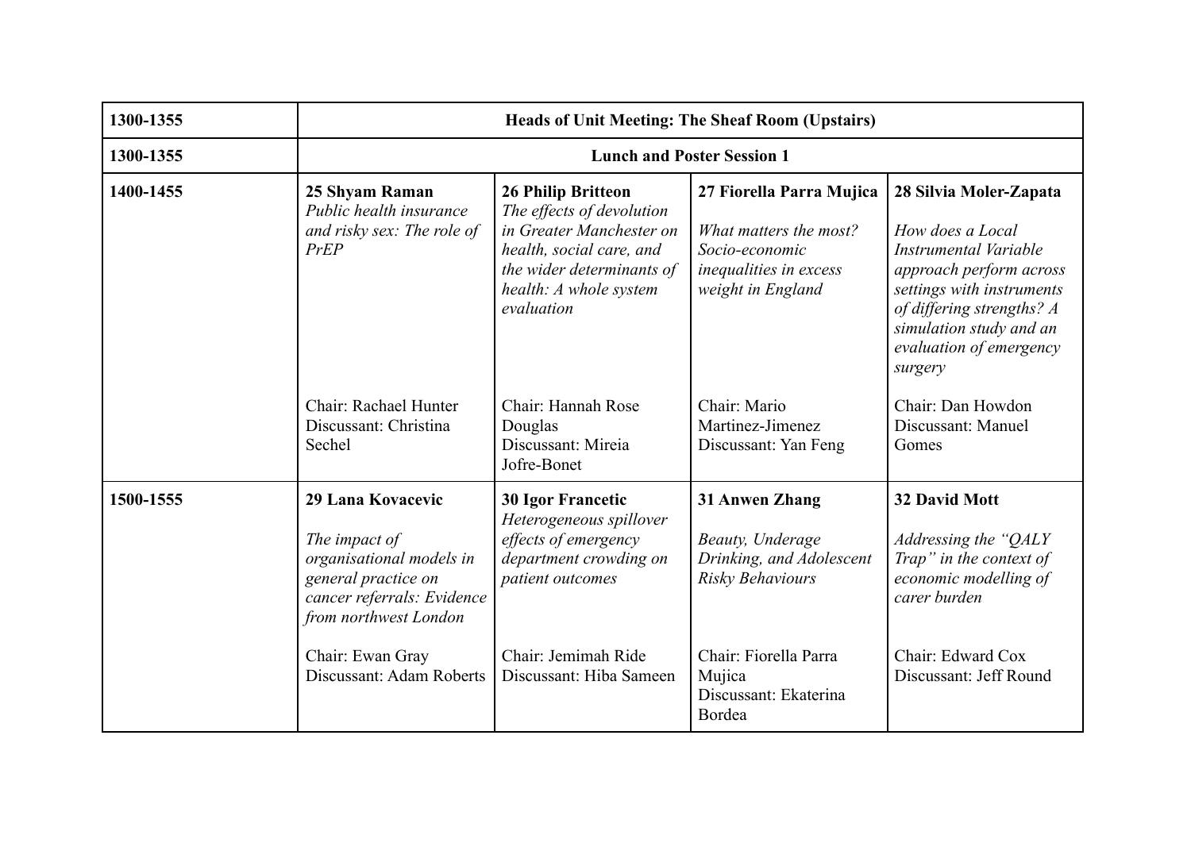| 1300-1355 | **Heads of Unit Meeting: The Sheaf Room (Upstairs)** | | | |
|---|---|---|---|---|
| 1300-1355 | **Lunch and Poster Session 1** | | | |
| 1400-1455 | **25 Shyam Raman**<br>*Public health insurance and risky sex: The role of PrEP*<br><br>Chair: Rachael Hunter<br>Discussant: Christina Sechel | **26 Philip Britteon**<br>*The effects of devolution in Greater Manchester on health, social care, and the wider determinants of health: A whole system evaluation*<br><br>Chair: Hannah Rose Douglas<br>Discussant: Mireia Jofre-Bonet | **27 Fiorella Parra Mujica**<br><br>*What matters the most? Socio-economic inequalities in excess weight in England*<br><br>Chair: Mario Martinez-Jimenez<br>Discussant: Yan Feng | **28 Silvia Moler-Zapata**<br><br>*How does a Local Instrumental Variable approach perform across settings with instruments of differing strengths? A simulation study and an evaluation of emergency surgery*<br><br>Chair: Dan Howdon<br>Discussant: Manuel Gomes |
| 1500-1555 | **29 Lana Kovacevic**<br><br>*The impact of organisational models in general practice on cancer referrals: Evidence from northwest London*<br><br>Chair: Ewan Gray<br>Discussant: Adam Roberts | **30 Igor Francetic**<br>*Heterogeneous spillover effects of emergency department crowding on patient outcomes*<br><br>Chair: Jemimah Ride<br>Discussant: Hiba Sameen | **31 Anwen Zhang**<br><br>*Beauty, Underage Drinking, and Adolescent Risky Behaviours*<br><br>Chair: Fiorella Parra Mujica<br>Discussant: Ekaterina Bordea | **32 David Mott**<br><br>*Addressing the "QALY Trap" in the context of economic modelling of carer burden*<br><br>Chair: Edward Cox<br>Discussant: Jeff Round |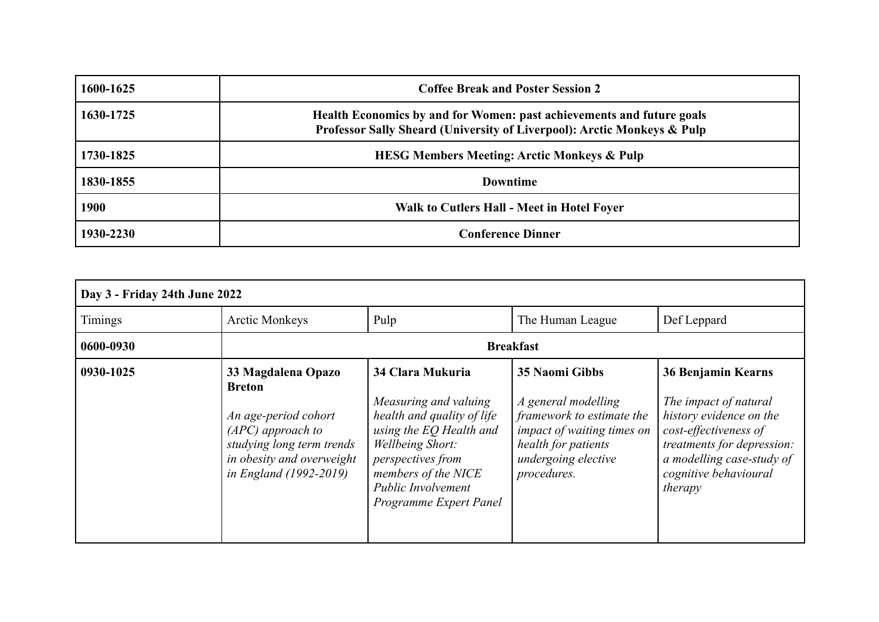| | |
|---|---|
| **1600-1625** | **Coffee Break and Poster Session 2** |
| **1630-1725** | **Health Economics by and for Women: past achievements and future goals**<br>**Professor Sally Sheard (University of Liverpool): Arctic Monkeys & Pulp** |
| **1730-1825** | **HESG Members Meeting: Arctic Monkeys & Pulp** |
| **1830-1855** | **Downtime** |
| **1900** | **Walk to Cutlers Hall - Meet in Hotel Foyer** |
| **1930-2230** | **Conference Dinner** |

| **Day 3 - Friday 24th June 2022** | | | | |
|---|---|---|---|---|
| Timings | Arctic Monkeys | Pulp | The Human League | Def Leppard |
| **0600-0930** | **Breakfast** | | | |
| **0930-1025** | **33 Magdalena Opazo Breton**<br><br>*An age-period cohort (APC) approach to studying long term trends in obesity and overweight in England (1992-2019)* | **34 Clara Mukuria**<br><br>*Measuring and valuing health and quality of life using the EQ Health and Wellbeing Short: perspectives from members of the NICE Public Involvement Programme Expert Panel* | **35 Naomi Gibbs**<br><br>*A general modelling framework to estimate the impact of waiting times on health for patients undergoing elective procedures.* | **36 Benjamin Kearns**<br><br>*The impact of natural history evidence on the cost-effectiveness of treatments for depression: a modelling case-study of cognitive behavioural therapy* |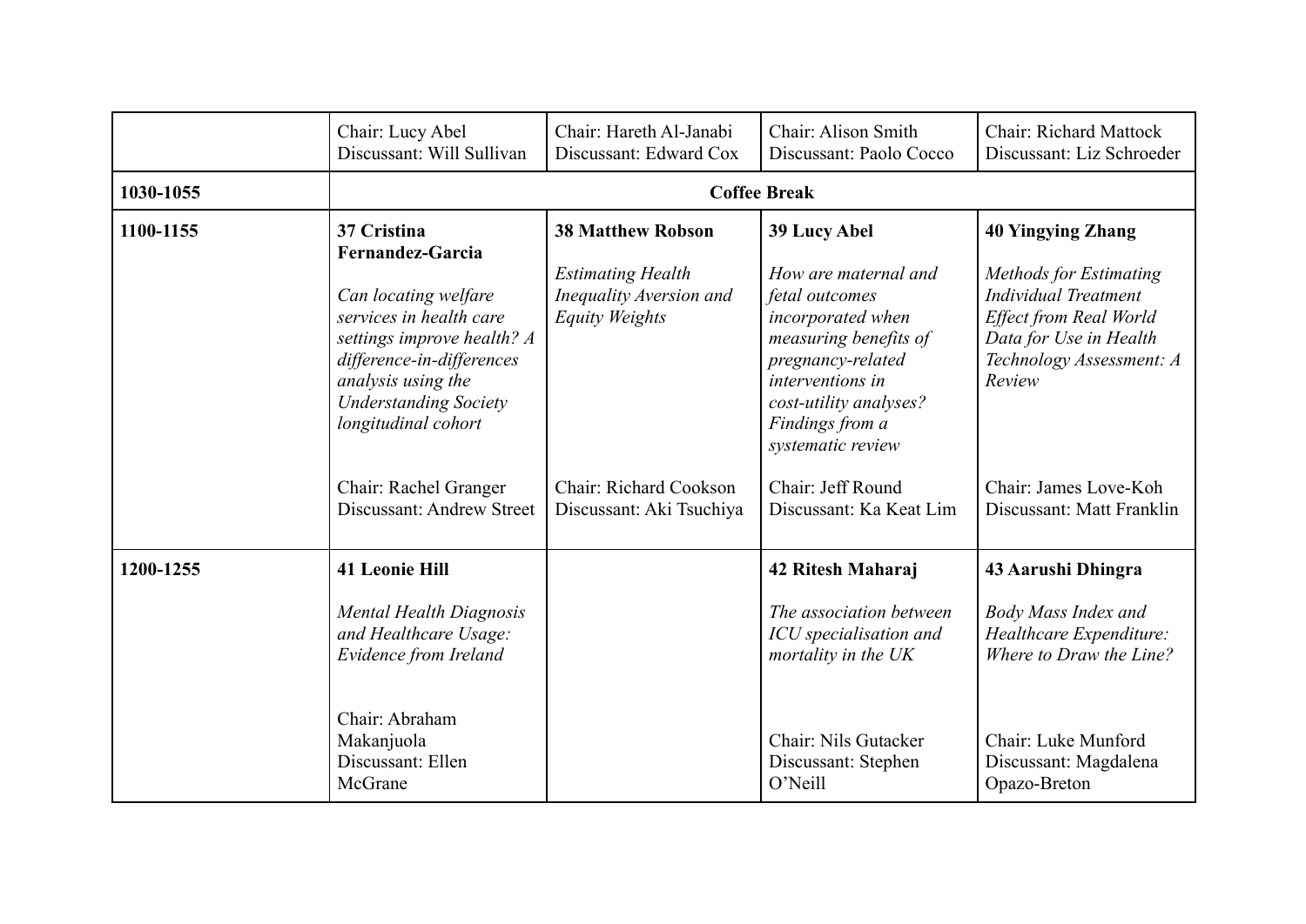| | | | | |
|---|---|---|---|---|
| | Chair: Lucy Abel<br>Discussant: Will Sullivan | Chair: Hareth Al-Janabi<br>Discussant: Edward Cox | Chair: Alison Smith<br>Discussant: Paolo Cocco | Chair: Richard Mattock<br>Discussant: Liz Schroeder |
| **1030-1055** | **Coffee Break** | | | |
| **1100-1155** | **37 Cristina Fernandez-Garcia**<br><br>*Can locating welfare services in health care settings improve health? A difference-in-differences analysis using the Understanding Society longitudinal cohort*<br><br>Chair: Rachel Granger<br>Discussant: Andrew Street | **38 Matthew Robson**<br><br>*Estimating Health Inequality Aversion and Equity Weights*<br><br>Chair: Richard Cookson<br>Discussant: Aki Tsuchiya | **39 Lucy Abel**<br><br>*How are maternal and fetal outcomes incorporated when measuring benefits of pregnancy-related interventions in cost-utility analyses? Findings from a systematic review*<br><br>Chair: Jeff Round<br>Discussant: Ka Keat Lim | **40 Yingying Zhang**<br><br>*Methods for Estimating Individual Treatment Effect from Real World Data for Use in Health Technology Assessment: A Review*<br><br>Chair: James Love-Koh<br>Discussant: Matt Franklin |
| **1200-1255** | **41 Leonie Hill**<br><br>*Mental Health Diagnosis and Healthcare Usage: Evidence from Ireland*<br><br>Chair: Abraham Makanjuola<br>Discussant: Ellen McGrane | | **42 Ritesh Maharaj**<br><br>*The association between ICU specialisation and mortality in the UK*<br><br>Chair: Nils Gutacker<br>Discussant: Stephen O'Neill | **43 Aarushi Dhingra**<br><br>*Body Mass Index and Healthcare Expenditure: Where to Draw the Line?*<br><br>Chair: Luke Munford<br>Discussant: Magdalena Opazo-Breton |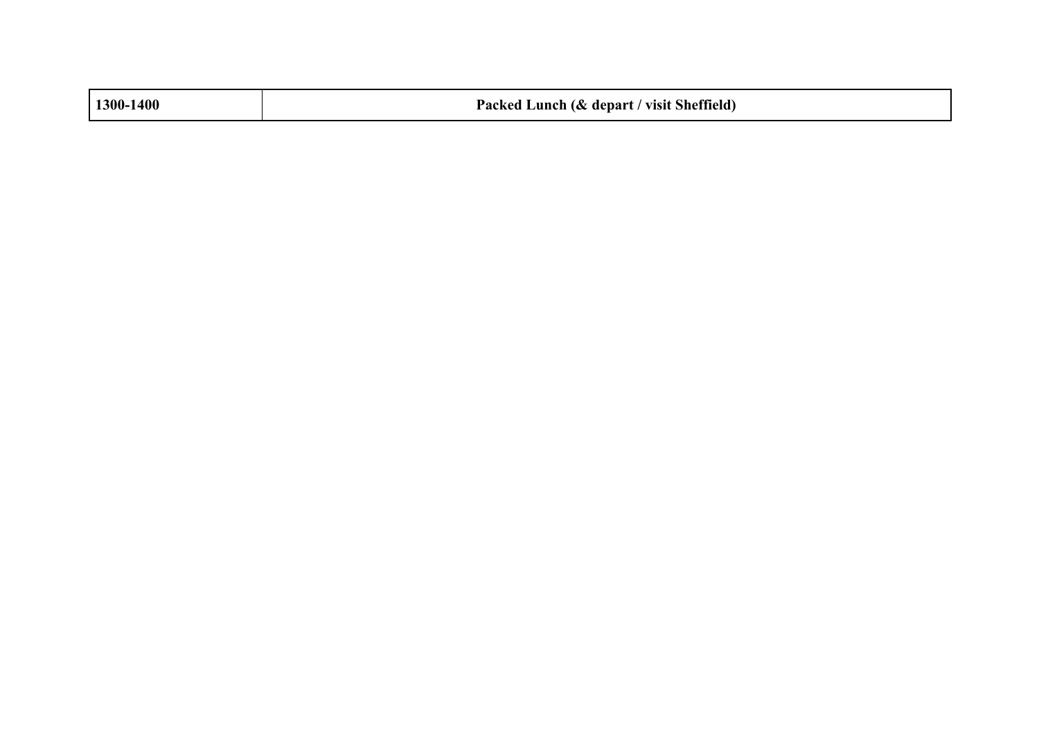| **1300-1400** | **Packed Lunch (& depart / visit Sheffield)** |
|---|---|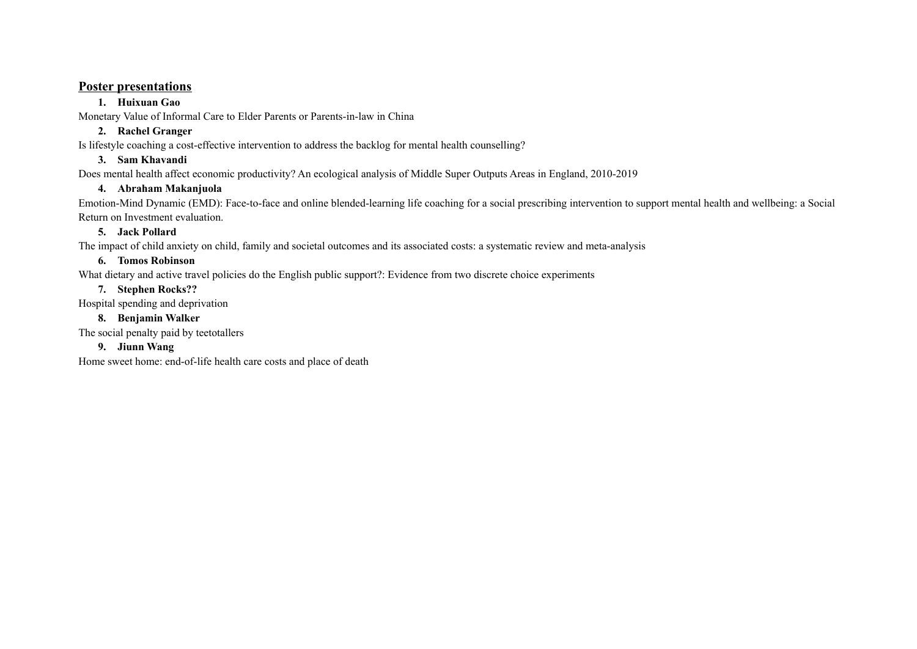## Poster presentations

1. **Huixuan Gao**

Monetary Value of Informal Care to Elder Parents or Parents-in-law in China

2. **Rachel Granger**

Is lifestyle coaching a cost-effective intervention to address the backlog for mental health counselling?

3. **Sam Khavandi**

Does mental health affect economic productivity? An ecological analysis of Middle Super Outputs Areas in England, 2010-2019

4. **Abraham Makanjuola**

Emotion-Mind Dynamic (EMD): Face-to-face and online blended-learning life coaching for a social prescribing intervention to support mental health and wellbeing: a Social Return on Investment evaluation.

5. **Jack Pollard**

The impact of child anxiety on child, family and societal outcomes and its associated costs: a systematic review and meta-analysis

6. **Tomos Robinson**

What dietary and active travel policies do the English public support?: Evidence from two discrete choice experiments

7. **Stephen Rocks??**

Hospital spending and deprivation

8. **Benjamin Walker**

The social penalty paid by teetotallers

9. **Jiunn Wang**

Home sweet home: end-of-life health care costs and place of death